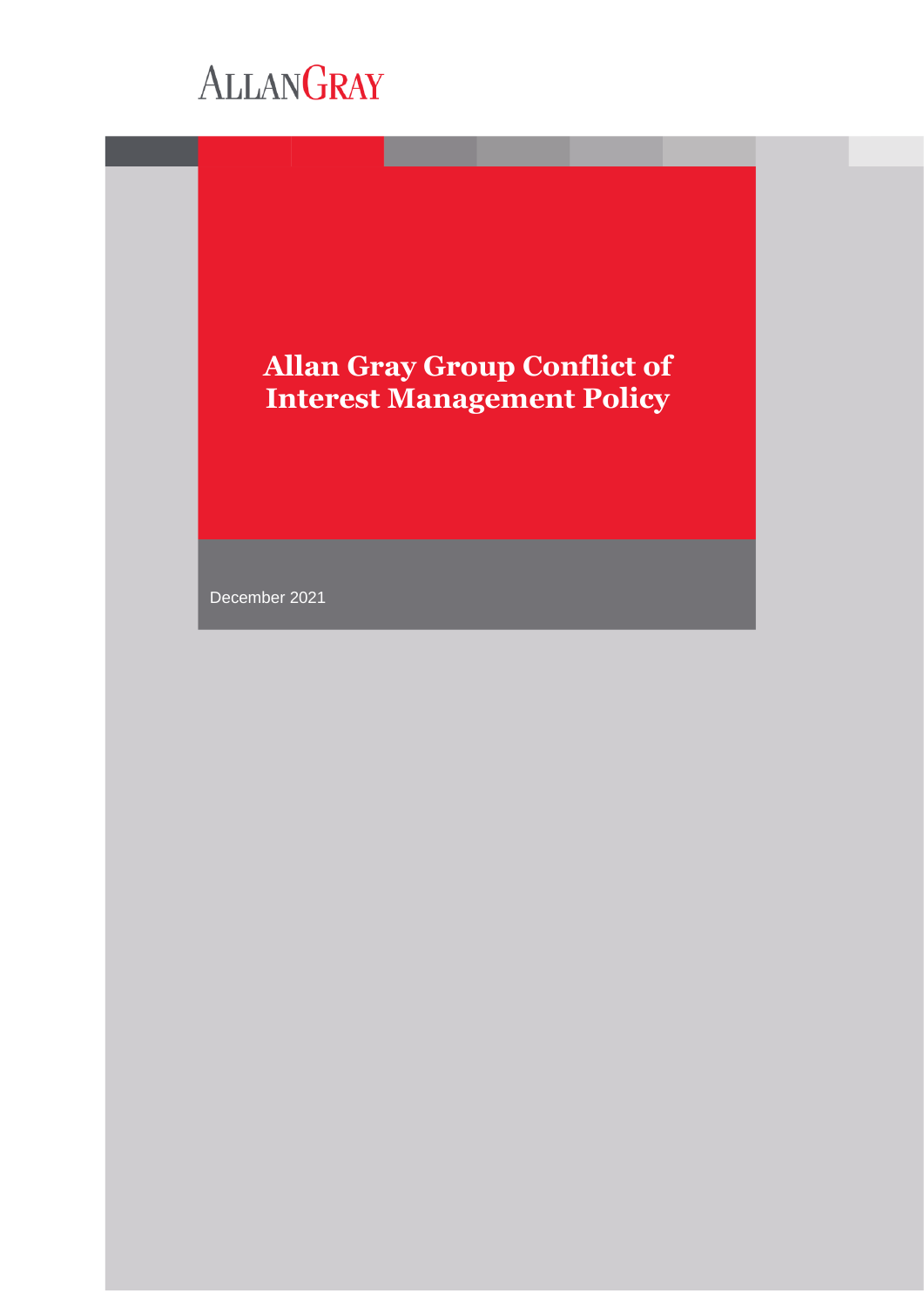ALLANGRAY

# Allan Gray Group Conflict of Interest Management Policy

December 2021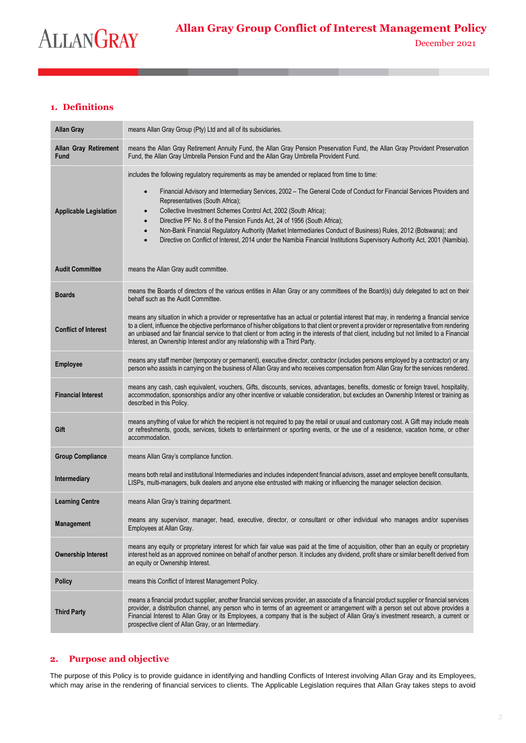## 1. Definitions

| | |
|---|---|
| **Allan Gray** | means Allan Gray Group (Pty) Ltd and all of its subsidiaries. |
| **Allan Gray Retirement Fund** | means the Allan Gray Retirement Annuity Fund, the Allan Gray Pension Preservation Fund, the Allan Gray Provident Preservation Fund, the Allan Gray Umbrella Pension Fund and the Allan Gray Umbrella Provident Fund. |
| **Applicable Legislation** | includes the following regulatory requirements as may be amended or replaced from time to time: <br>• Financial Advisory and Intermediary Services, 2002 – The General Code of Conduct for Financial Services Providers and Representatives (South Africa); <br>• Collective Investment Schemes Control Act, 2002 (South Africa); <br>• Directive PF No. 8 of the Pension Funds Act, 24 of 1956 (South Africa); <br>• Non-Bank Financial Regulatory Authority (Market Intermediaries Conduct of Business) Rules, 2012 (Botswana); and <br>• Directive on Conflict of Interest, 2014 under the Namibia Financial Institutions Supervisory Authority Act, 2001 (Namibia). |
| **Audit Committee** | means the Allan Gray audit committee. |
| **Boards** | means the Boards of directors of the various entities in Allan Gray or any committees of the Board(s) duly delegated to act on their behalf such as the Audit Committee. |
| **Conflict of Interest** | means any situation in which a provider or representative has an actual or potential interest that may, in rendering a financial service to a client, influence the objective performance of his/her obligations to that client or prevent a provider or representative from rendering an unbiased and fair financial service to that client or from acting in the interests of that client, including but not limited to a Financial Interest, an Ownership Interest and/or any relationship with a Third Party. |
| **Employee** | means any staff member (temporary or permanent), executive director, contractor (includes persons employed by a contractor) or any person who assists in carrying on the business of Allan Gray and who receives compensation from Allan Gray for the services rendered. |
| **Financial Interest** | means any cash, cash equivalent, vouchers, Gifts, discounts, services, advantages, benefits, domestic or foreign travel, hospitality, accommodation, sponsorships and/or any other incentive or valuable consideration, but excludes an Ownership Interest or training as described in this Policy. |
| **Gift** | means anything of value for which the recipient is not required to pay the retail or usual and customary cost. A Gift may include meals or refreshments, goods, services, tickets to entertainment or sporting events, or the use of a residence, vacation home, or other accommodation. |
| **Group Compliance** | means Allan Gray's compliance function. |
| **Intermediary** | means both retail and institutional Intermediaries and includes independent financial advisors, asset and employee benefit consultants, LISPs, multi-managers, bulk dealers and anyone else entrusted with making or influencing the manager selection decision. |
| **Learning Centre** | means Allan Gray's training department. |
| **Management** | means any supervisor, manager, head, executive, director, or consultant or other individual who manages and/or supervises Employees at Allan Gray. |
| **Ownership Interest** | means any equity or proprietary interest for which fair value was paid at the time of acquisition, other than an equity or proprietary interest held as an approved nominee on behalf of another person. It includes any dividend, profit share or similar benefit derived from an equity or Ownership Interest. |
| **Policy** | means this Conflict of Interest Management Policy. |
| **Third Party** | means a financial product supplier, another financial services provider, an associate of a financial product supplier or financial services provider, a distribution channel, any person who in terms of an agreement or arrangement with a person set out above provides a Financial Interest to Allan Gray or its Employees, a company that is the subject of Allan Gray's investment research, a current or prospective client of Allan Gray, or an Intermediary. |

## 2. Purpose and objective

The purpose of this Policy is to provide guidance in identifying and handling Conflicts of Interest involving Allan Gray and its Employees, which may arise in the rendering of financial services to clients. The Applicable Legislation requires that Allan Gray takes steps to avoid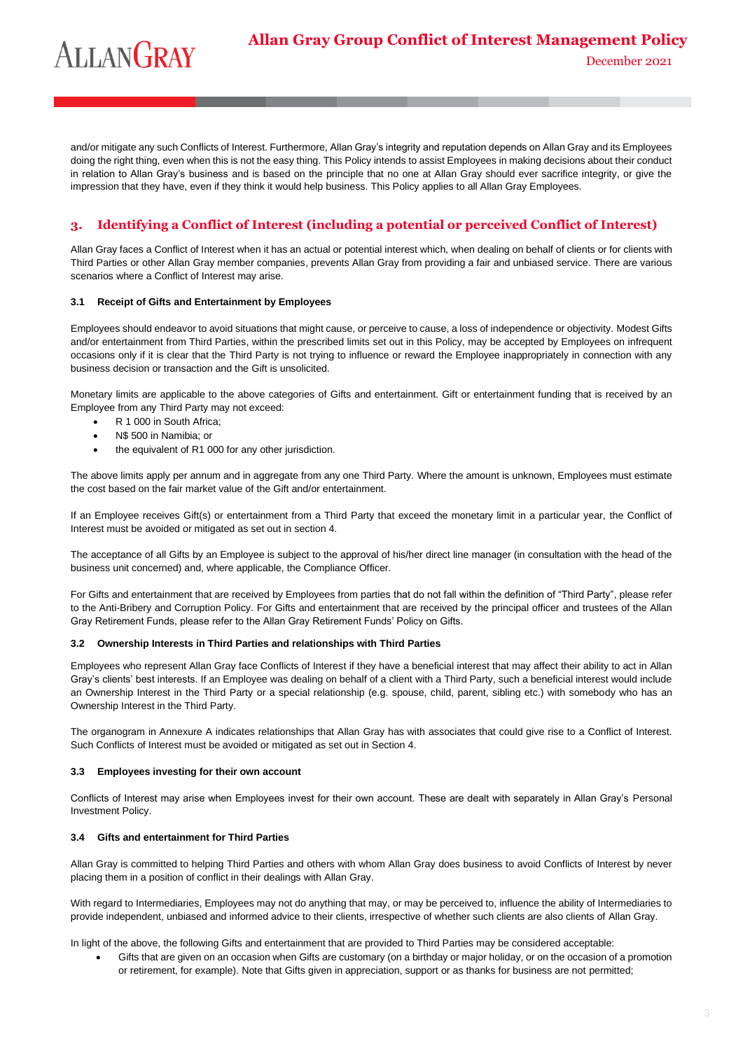and/or mitigate any such Conflicts of Interest. Furthermore, Allan Gray's integrity and reputation depends on Allan Gray and its Employees doing the right thing, even when this is not the easy thing. This Policy intends to assist Employees in making decisions about their conduct in relation to Allan Gray's business and is based on the principle that no one at Allan Gray should ever sacrifice integrity, or give the impression that they have, even if they think it would help business. This Policy applies to all Allan Gray Employees.

## 3. Identifying a Conflict of Interest (including a potential or perceived Conflict of Interest)

Allan Gray faces a Conflict of Interest when it has an actual or potential interest which, when dealing on behalf of clients or for clients with Third Parties or other Allan Gray member companies, prevents Allan Gray from providing a fair and unbiased service. There are various scenarios where a Conflict of Interest may arise.

### 3.1 Receipt of Gifts and Entertainment by Employees

Employees should endeavor to avoid situations that might cause, or perceive to cause, a loss of independence or objectivity. Modest Gifts and/or entertainment from Third Parties, within the prescribed limits set out in this Policy, may be accepted by Employees on infrequent occasions only if it is clear that the Third Party is not trying to influence or reward the Employee inappropriately in connection with any business decision or transaction and the Gift is unsolicited.

Monetary limits are applicable to the above categories of Gifts and entertainment. Gift or entertainment funding that is received by an Employee from any Third Party may not exceed:

- R 1 000 in South Africa;
- N$ 500 in Namibia; or
- the equivalent of R1 000 for any other jurisdiction.

The above limits apply per annum and in aggregate from any one Third Party. Where the amount is unknown, Employees must estimate the cost based on the fair market value of the Gift and/or entertainment.

If an Employee receives Gift(s) or entertainment from a Third Party that exceed the monetary limit in a particular year, the Conflict of Interest must be avoided or mitigated as set out in section 4.

The acceptance of all Gifts by an Employee is subject to the approval of his/her direct line manager (in consultation with the head of the business unit concerned) and, where applicable, the Compliance Officer.

For Gifts and entertainment that are received by Employees from parties that do not fall within the definition of "Third Party", please refer to the Anti-Bribery and Corruption Policy. For Gifts and entertainment that are received by the principal officer and trustees of the Allan Gray Retirement Funds, please refer to the Allan Gray Retirement Funds' Policy on Gifts.

### 3.2 Ownership Interests in Third Parties and relationships with Third Parties

Employees who represent Allan Gray face Conflicts of Interest if they have a beneficial interest that may affect their ability to act in Allan Gray's clients' best interests. If an Employee was dealing on behalf of a client with a Third Party, such a beneficial interest would include an Ownership Interest in the Third Party or a special relationship (e.g. spouse, child, parent, sibling etc.) with somebody who has an Ownership Interest in the Third Party.

The organogram in Annexure A indicates relationships that Allan Gray has with associates that could give rise to a Conflict of Interest. Such Conflicts of Interest must be avoided or mitigated as set out in Section 4.

### 3.3 Employees investing for their own account

Conflicts of Interest may arise when Employees invest for their own account. These are dealt with separately in Allan Gray's Personal Investment Policy.

### 3.4 Gifts and entertainment for Third Parties

Allan Gray is committed to helping Third Parties and others with whom Allan Gray does business to avoid Conflicts of Interest by never placing them in a position of conflict in their dealings with Allan Gray.

With regard to Intermediaries, Employees may not do anything that may, or may be perceived to, influence the ability of Intermediaries to provide independent, unbiased and informed advice to their clients, irrespective of whether such clients are also clients of Allan Gray.

In light of the above, the following Gifts and entertainment that are provided to Third Parties may be considered acceptable:

- Gifts that are given on an occasion when Gifts are customary (on a birthday or major holiday, or on the occasion of a promotion or retirement, for example). Note that Gifts given in appreciation, support or as thanks for business are not permitted;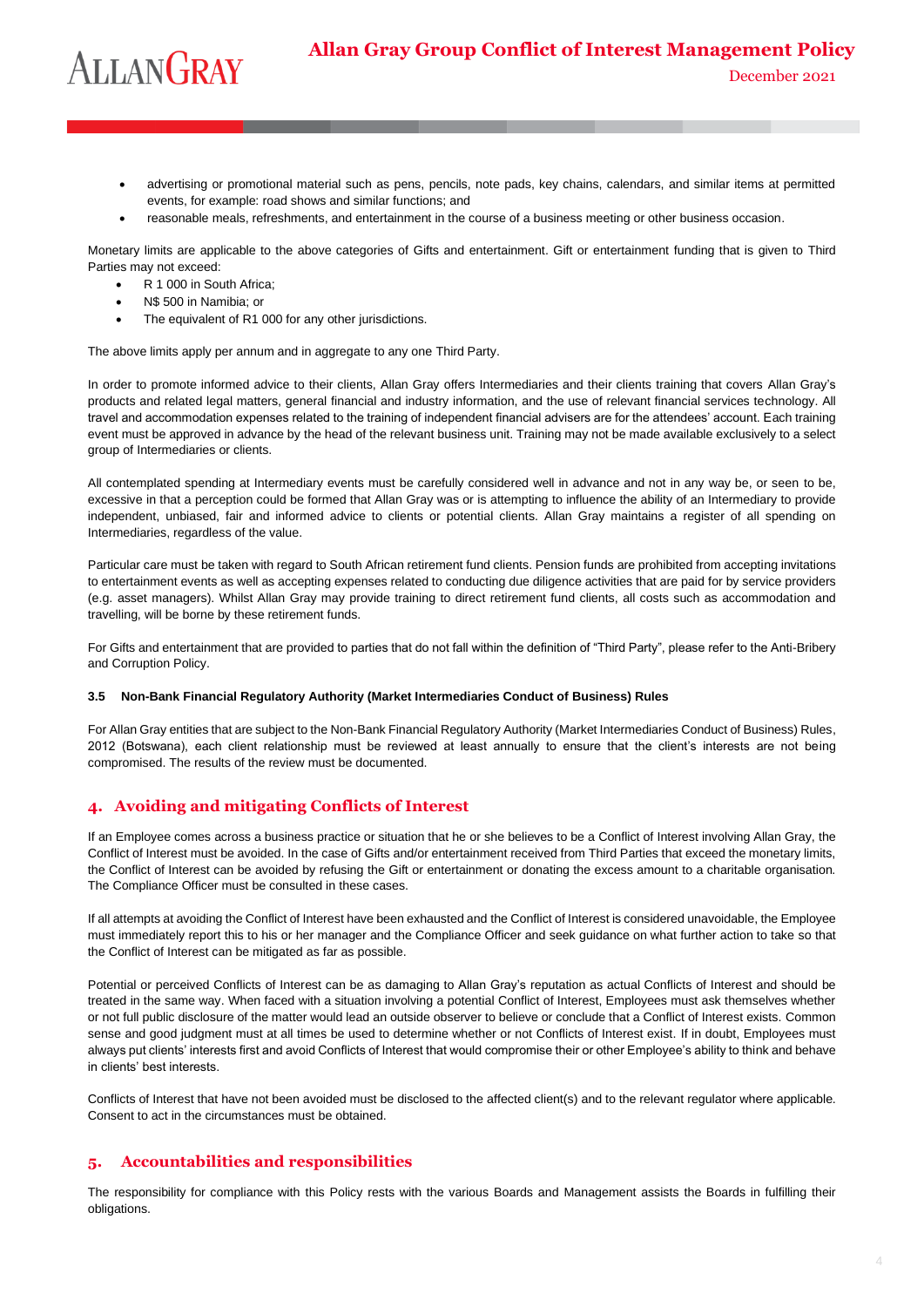- advertising or promotional material such as pens, pencils, note pads, key chains, calendars, and similar items at permitted events, for example: road shows and similar functions; and
- reasonable meals, refreshments, and entertainment in the course of a business meeting or other business occasion.

Monetary limits are applicable to the above categories of Gifts and entertainment. Gift or entertainment funding that is given to Third Parties may not exceed:

- R 1 000 in South Africa;
- N$ 500 in Namibia; or
- The equivalent of R1 000 for any other jurisdictions.

The above limits apply per annum and in aggregate to any one Third Party.

In order to promote informed advice to their clients, Allan Gray offers Intermediaries and their clients training that covers Allan Gray's products and related legal matters, general financial and industry information, and the use of relevant financial services technology. All travel and accommodation expenses related to the training of independent financial advisers are for the attendees' account. Each training event must be approved in advance by the head of the relevant business unit. Training may not be made available exclusively to a select group of Intermediaries or clients.

All contemplated spending at Intermediary events must be carefully considered well in advance and not in any way be, or seen to be, excessive in that a perception could be formed that Allan Gray was or is attempting to influence the ability of an Intermediary to provide independent, unbiased, fair and informed advice to clients or potential clients. Allan Gray maintains a register of all spending on Intermediaries, regardless of the value.

Particular care must be taken with regard to South African retirement fund clients. Pension funds are prohibited from accepting invitations to entertainment events as well as accepting expenses related to conducting due diligence activities that are paid for by service providers (e.g. asset managers). Whilst Allan Gray may provide training to direct retirement fund clients, all costs such as accommodation and travelling, will be borne by these retirement funds.

For Gifts and entertainment that are provided to parties that do not fall within the definition of "Third Party", please refer to the Anti-Bribery and Corruption Policy.

### 3.5 Non-Bank Financial Regulatory Authority (Market Intermediaries Conduct of Business) Rules

For Allan Gray entities that are subject to the Non-Bank Financial Regulatory Authority (Market Intermediaries Conduct of Business) Rules, 2012 (Botswana), each client relationship must be reviewed at least annually to ensure that the client's interests are not being compromised. The results of the review must be documented.

## 4. Avoiding and mitigating Conflicts of Interest

If an Employee comes across a business practice or situation that he or she believes to be a Conflict of Interest involving Allan Gray, the Conflict of Interest must be avoided. In the case of Gifts and/or entertainment received from Third Parties that exceed the monetary limits, the Conflict of Interest can be avoided by refusing the Gift or entertainment or donating the excess amount to a charitable organisation. The Compliance Officer must be consulted in these cases.

If all attempts at avoiding the Conflict of Interest have been exhausted and the Conflict of Interest is considered unavoidable, the Employee must immediately report this to his or her manager and the Compliance Officer and seek guidance on what further action to take so that the Conflict of Interest can be mitigated as far as possible.

Potential or perceived Conflicts of Interest can be as damaging to Allan Gray's reputation as actual Conflicts of Interest and should be treated in the same way. When faced with a situation involving a potential Conflict of Interest, Employees must ask themselves whether or not full public disclosure of the matter would lead an outside observer to believe or conclude that a Conflict of Interest exists. Common sense and good judgment must at all times be used to determine whether or not Conflicts of Interest exist. If in doubt, Employees must always put clients' interests first and avoid Conflicts of Interest that would compromise their or other Employee's ability to think and behave in clients' best interests.

Conflicts of Interest that have not been avoided must be disclosed to the affected client(s) and to the relevant regulator where applicable. Consent to act in the circumstances must be obtained.

## 5. Accountabilities and responsibilities

The responsibility for compliance with this Policy rests with the various Boards and Management assists the Boards in fulfilling their obligations.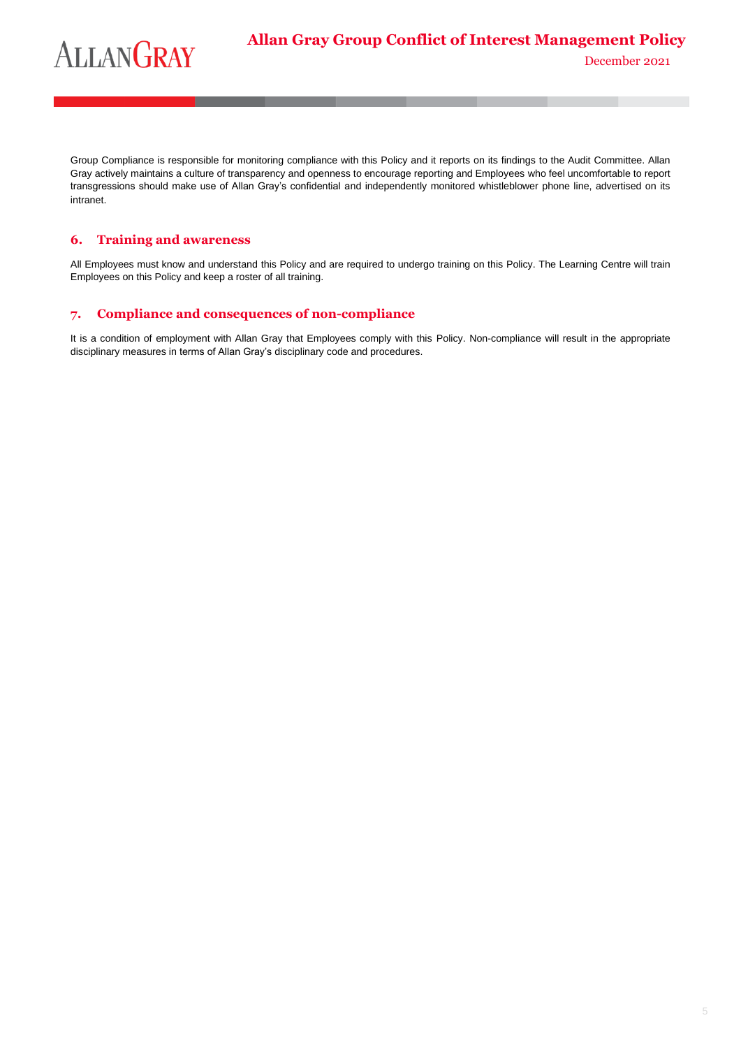Group Compliance is responsible for monitoring compliance with this Policy and it reports on its findings to the Audit Committee. Allan Gray actively maintains a culture of transparency and openness to encourage reporting and Employees who feel uncomfortable to report transgressions should make use of Allan Gray's confidential and independently monitored whistleblower phone line, advertised on its intranet.

## 6. Training and awareness

All Employees must know and understand this Policy and are required to undergo training on this Policy. The Learning Centre will train Employees on this Policy and keep a roster of all training.

## 7. Compliance and consequences of non-compliance

It is a condition of employment with Allan Gray that Employees comply with this Policy. Non-compliance will result in the appropriate disciplinary measures in terms of Allan Gray's disciplinary code and procedures.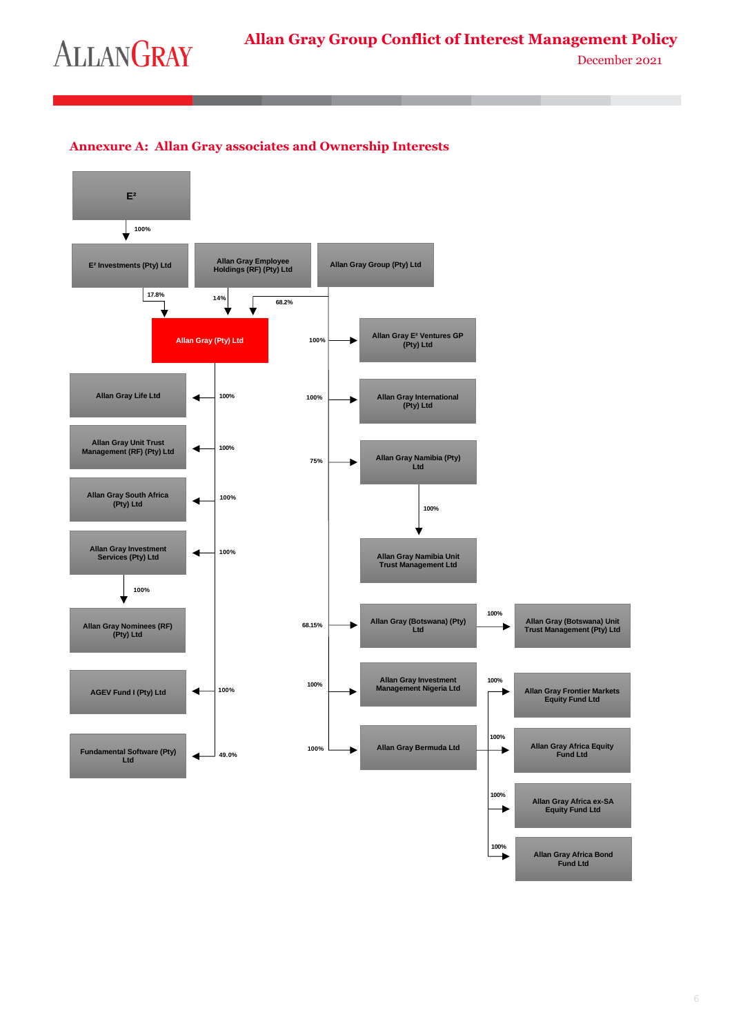## Annexure A: Allan Gray associates and Ownership Interests

E²

100%

E² Investments (Pty) Ltd

Allan Gray Employee Holdings (RF) (Pty) Ltd

Allan Gray Group (Pty) Ltd

17.8%

14%

68.2%

Allan Gray (Pty) Ltd

100%

Allan Gray E² Ventures GP (Pty) Ltd

Allan Gray Life Ltd

100%

100%

Allan Gray International (Pty) Ltd

Allan Gray Unit Trust Management (RF) (Pty) Ltd

100%

75%

Allan Gray Namibia (Pty) Ltd

Allan Gray South Africa (Pty) Ltd

100%

100%

Allan Gray Investment Services (Pty) Ltd

100%

Allan Gray Namibia Unit Trust Management Ltd

100%

Allan Gray Nominees (RF) (Pty) Ltd

68.15%

Allan Gray (Botswana) (Pty) Ltd

100%

Allan Gray (Botswana) Unit Trust Management (Pty) Ltd

AGEV Fund I (Pty) Ltd

100%

100%

Allan Gray Investment Management Nigeria Ltd

100%

Allan Gray Frontier Markets Equity Fund Ltd

Fundamental Software (Pty) Ltd

49.0%

100%

Allan Gray Bermuda Ltd

100%

Allan Gray Africa Equity Fund Ltd

100%

Allan Gray Africa ex-SA Equity Fund Ltd

100%

Allan Gray Africa Bond Fund Ltd